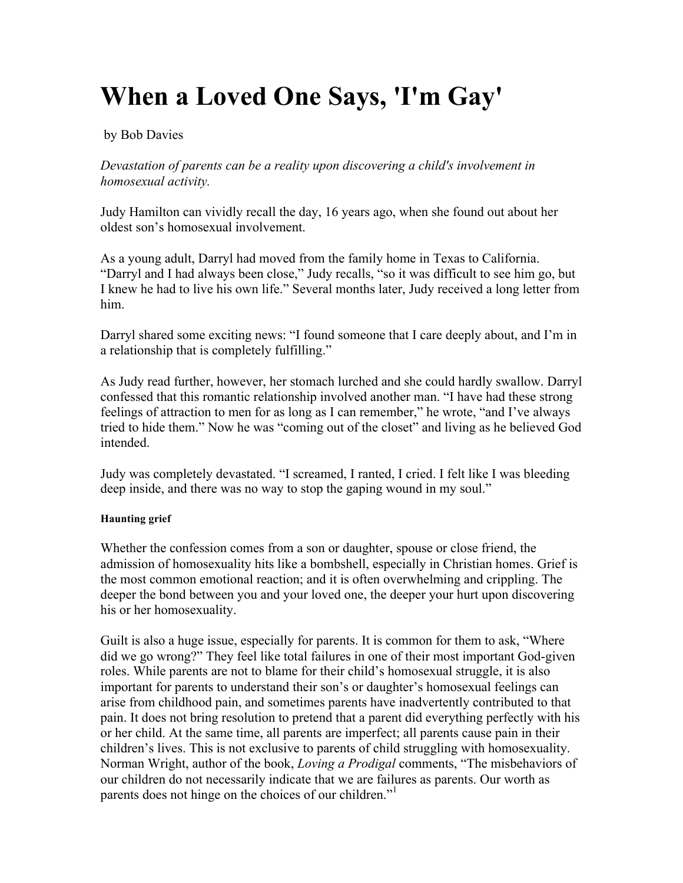# When a Loved One Says, 'I'm Gay'

by Bob Davies

*Devastation of parents can be a reality upon discovering a child's involvement in homosexual activity.*

Judy Hamilton can vividly recall the day, 16 years ago, when she found out about her oldest son's homosexual involvement.

As a young adult, Darryl had moved from the family home in Texas to California. "Darryl and I had always been close," Judy recalls, "so it was difficult to see him go, but I knew he had to live his own life." Several months later, Judy received a long letter from him.

Darryl shared some exciting news: "I found someone that I care deeply about, and I'm in a relationship that is completely fulfilling."

As Judy read further, however, her stomach lurched and she could hardly swallow. Darryl confessed that this romantic relationship involved another man. "I have had these strong feelings of attraction to men for as long as I can remember," he wrote, "and I've always tried to hide them." Now he was "coming out of the closet" and living as he believed God intended.

Judy was completely devastated. "I screamed, I ranted, I cried. I felt like I was bleeding deep inside, and there was no way to stop the gaping wound in my soul."

#### Haunting grief

Whether the confession comes from a son or daughter, spouse or close friend, the admission of homosexuality hits like a bombshell, especially in Christian homes. Grief is the most common emotional reaction; and it is often overwhelming and crippling. The deeper the bond between you and your loved one, the deeper your hurt upon discovering his or her homosexuality.

Guilt is also a huge issue, especially for parents. It is common for them to ask, "Where did we go wrong?" They feel like total failures in one of their most important God-given roles. While parents are not to blame for their child's homosexual struggle, it is also important for parents to understand their son's or daughter's homosexual feelings can arise from childhood pain, and sometimes parents have inadvertently contributed to that pain. It does not bring resolution to pretend that a parent did everything perfectly with his or her child. At the same time, all parents are imperfect; all parents cause pain in their children's lives. This is not exclusive to parents of child struggling with homosexuality. Norman Wright, author of the book, *Loving a Prodigal* comments, "The misbehaviors of our children do not necessarily indicate that we are failures as parents. Our worth as parents does not hinge on the choices of our children."[1]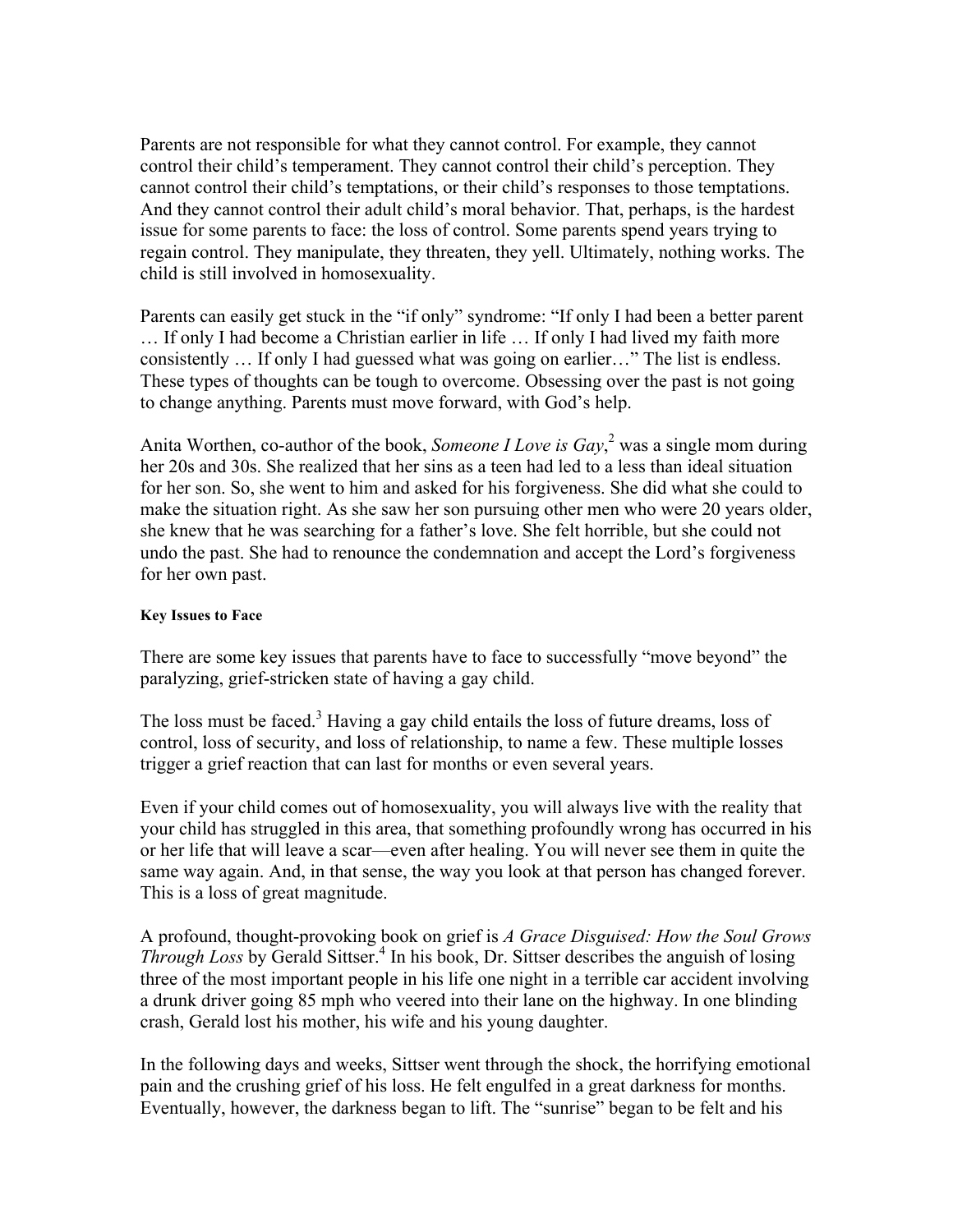Parents are not responsible for what they cannot control. For example, they cannot control their child's temperament. They cannot control their child's perception. They cannot control their child's temptations, or their child's responses to those temptations. And they cannot control their adult child's moral behavior. That, perhaps, is the hardest issue for some parents to face: the loss of control. Some parents spend years trying to regain control. They manipulate, they threaten, they yell. Ultimately, nothing works. The child is still involved in homosexuality.

Parents can easily get stuck in the "if only" syndrome: "If only I had been a better parent … If only I had become a Christian earlier in life … If only I had lived my faith more consistently … If only I had guessed what was going on earlier…" The list is endless. These types of thoughts can be tough to overcome. Obsessing over the past is not going to change anything. Parents must move forward, with God's help.

Anita Worthen, co-author of the book, *Someone I Love is Gay*,[2] was a single mom during her 20s and 30s. She realized that her sins as a teen had led to a less than ideal situation for her son. So, she went to him and asked for his forgiveness. She did what she could to make the situation right. As she saw her son pursuing other men who were 20 years older, she knew that he was searching for a father's love. She felt horrible, but she could not undo the past. She had to renounce the condemnation and accept the Lord's forgiveness for her own past.

#### Key Issues to Face

There are some key issues that parents have to face to successfully "move beyond" the paralyzing, grief-stricken state of having a gay child.

The loss must be faced.[3] Having a gay child entails the loss of future dreams, loss of control, loss of security, and loss of relationship, to name a few. These multiple losses trigger a grief reaction that can last for months or even several years.

Even if your child comes out of homosexuality, you will always live with the reality that your child has struggled in this area, that something profoundly wrong has occurred in his or her life that will leave a scar—even after healing. You will never see them in quite the same way again. And, in that sense, the way you look at that person has changed forever. This is a loss of great magnitude.

A profound, thought-provoking book on grief is *A Grace Disguised: How the Soul Grows Through Loss* by Gerald Sittser.[4] In his book, Dr. Sittser describes the anguish of losing three of the most important people in his life one night in a terrible car accident involving a drunk driver going 85 mph who veered into their lane on the highway. In one blinding crash, Gerald lost his mother, his wife and his young daughter.

In the following days and weeks, Sittser went through the shock, the horrifying emotional pain and the crushing grief of his loss. He felt engulfed in a great darkness for months. Eventually, however, the darkness began to lift. The "sunrise" began to be felt and his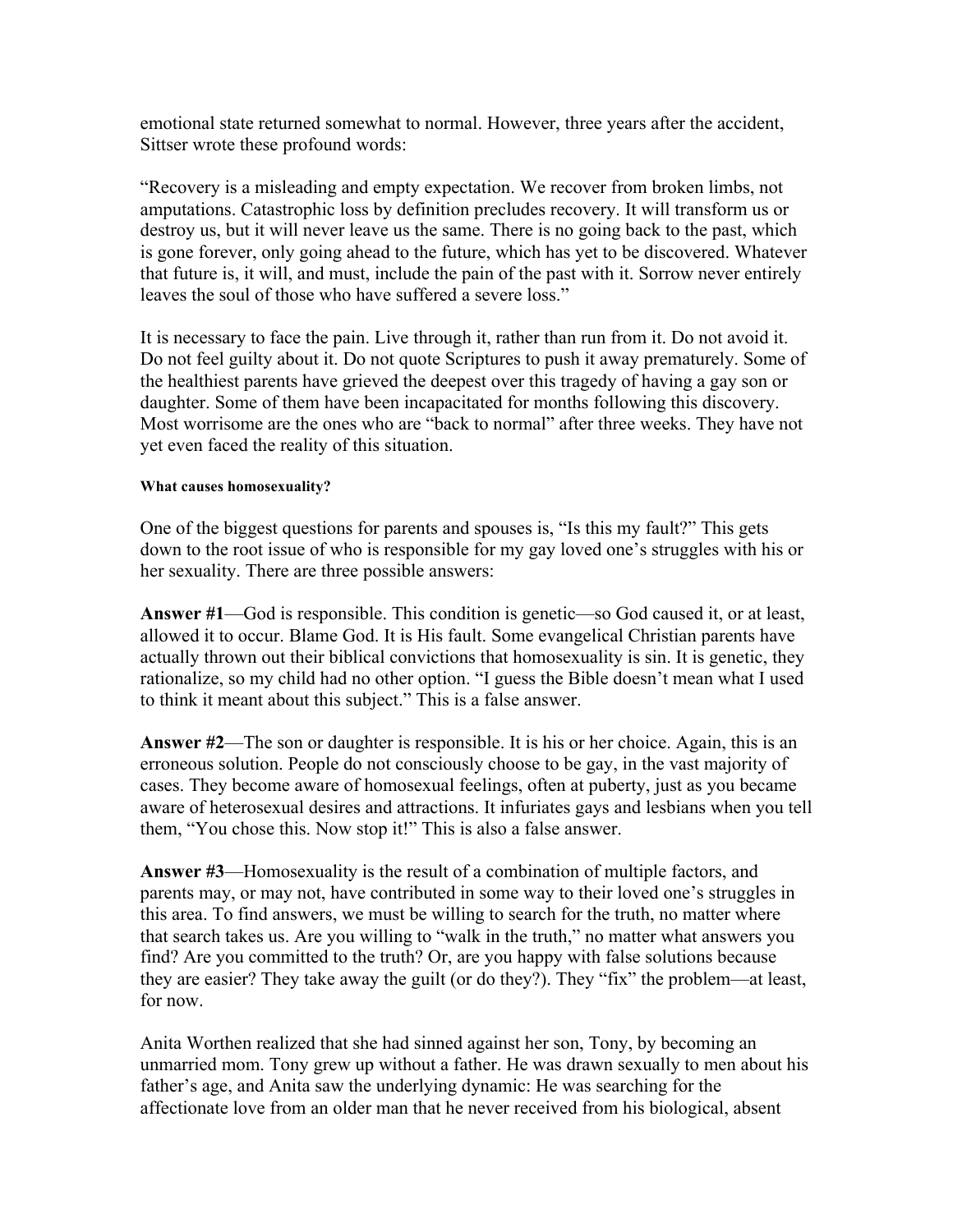emotional state returned somewhat to normal. However, three years after the accident, Sittser wrote these profound words:

"Recovery is a misleading and empty expectation. We recover from broken limbs, not amputations. Catastrophic loss by definition precludes recovery. It will transform us or destroy us, but it will never leave us the same. There is no going back to the past, which is gone forever, only going ahead to the future, which has yet to be discovered. Whatever that future is, it will, and must, include the pain of the past with it. Sorrow never entirely leaves the soul of those who have suffered a severe loss."

It is necessary to face the pain. Live through it, rather than run from it. Do not avoid it. Do not feel guilty about it. Do not quote Scriptures to push it away prematurely. Some of the healthiest parents have grieved the deepest over this tragedy of having a gay son or daughter. Some of them have been incapacitated for months following this discovery. Most worrisome are the ones who are "back to normal" after three weeks. They have not yet even faced the reality of this situation.

#### What causes homosexuality?

One of the biggest questions for parents and spouses is, "Is this my fault?" This gets down to the root issue of who is responsible for my gay loved one's struggles with his or her sexuality. There are three possible answers:

**Answer #1**—God is responsible. This condition is genetic—so God caused it, or at least, allowed it to occur. Blame God. It is His fault. Some evangelical Christian parents have actually thrown out their biblical convictions that homosexuality is sin. It is genetic, they rationalize, so my child had no other option. "I guess the Bible doesn't mean what I used to think it meant about this subject." This is a false answer.

**Answer #2**—The son or daughter is responsible. It is his or her choice. Again, this is an erroneous solution. People do not consciously choose to be gay, in the vast majority of cases. They become aware of homosexual feelings, often at puberty, just as you became aware of heterosexual desires and attractions. It infuriates gays and lesbians when you tell them, "You chose this. Now stop it!" This is also a false answer.

**Answer #3**—Homosexuality is the result of a combination of multiple factors, and parents may, or may not, have contributed in some way to their loved one's struggles in this area. To find answers, we must be willing to search for the truth, no matter where that search takes us. Are you willing to "walk in the truth," no matter what answers you find? Are you committed to the truth? Or, are you happy with false solutions because they are easier? They take away the guilt (or do they?). They "fix" the problem—at least, for now.

Anita Worthen realized that she had sinned against her son, Tony, by becoming an unmarried mom. Tony grew up without a father. He was drawn sexually to men about his father's age, and Anita saw the underlying dynamic: He was searching for the affectionate love from an older man that he never received from his biological, absent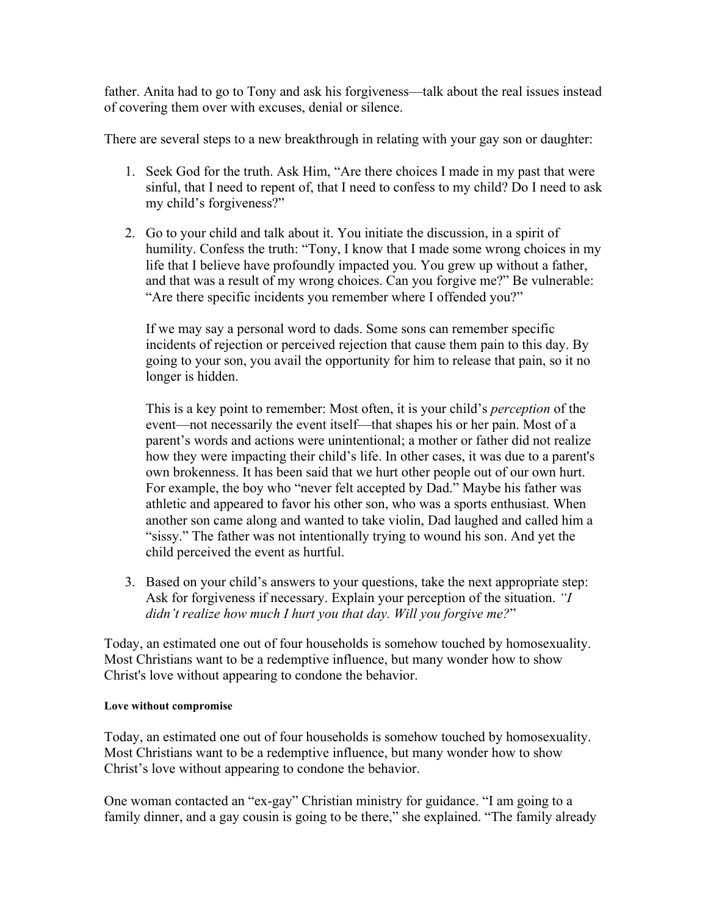father. Anita had to go to Tony and ask his forgiveness—talk about the real issues instead of covering them over with excuses, denial or silence.

There are several steps to a new breakthrough in relating with your gay son or daughter:

1. Seek God for the truth. Ask Him, "Are there choices I made in my past that were sinful, that I need to repent of, that I need to confess to my child? Do I need to ask my child's forgiveness?"

2. Go to your child and talk about it. You initiate the discussion, in a spirit of humility. Confess the truth: "Tony, I know that I made some wrong choices in my life that I believe have profoundly impacted you. You grew up without a father, and that was a result of my wrong choices. Can you forgive me?" Be vulnerable: "Are there specific incidents you remember where I offended you?"

   If we may say a personal word to dads. Some sons can remember specific incidents of rejection or perceived rejection that cause them pain to this day. By going to your son, you avail the opportunity for him to release that pain, so it no longer is hidden.

   This is a key point to remember: Most often, it is your child's *perception* of the event—not necessarily the event itself—that shapes his or her pain. Most of a parent's words and actions were unintentional; a mother or father did not realize how they were impacting their child's life. In other cases, it was due to a parent's own brokenness. It has been said that we hurt other people out of our own hurt. For example, the boy who "never felt accepted by Dad." Maybe his father was athletic and appeared to favor his other son, who was a sports enthusiast. When another son came along and wanted to take violin, Dad laughed and called him a "sissy." The father was not intentionally trying to wound his son. And yet the child perceived the event as hurtful.

3. Based on your child's answers to your questions, take the next appropriate step: Ask for forgiveness if necessary. Explain your perception of the situation. *"I didn't realize how much I hurt you that day. Will you forgive me?"*

Today, an estimated one out of four households is somehow touched by homosexuality. Most Christians want to be a redemptive influence, but many wonder how to show Christ's love without appearing to condone the behavior.

#### Love without compromise

Today, an estimated one out of four households is somehow touched by homosexuality. Most Christians want to be a redemptive influence, but many wonder how to show Christ's love without appearing to condone the behavior.

One woman contacted an "ex-gay" Christian ministry for guidance. "I am going to a family dinner, and a gay cousin is going to be there," she explained. "The family already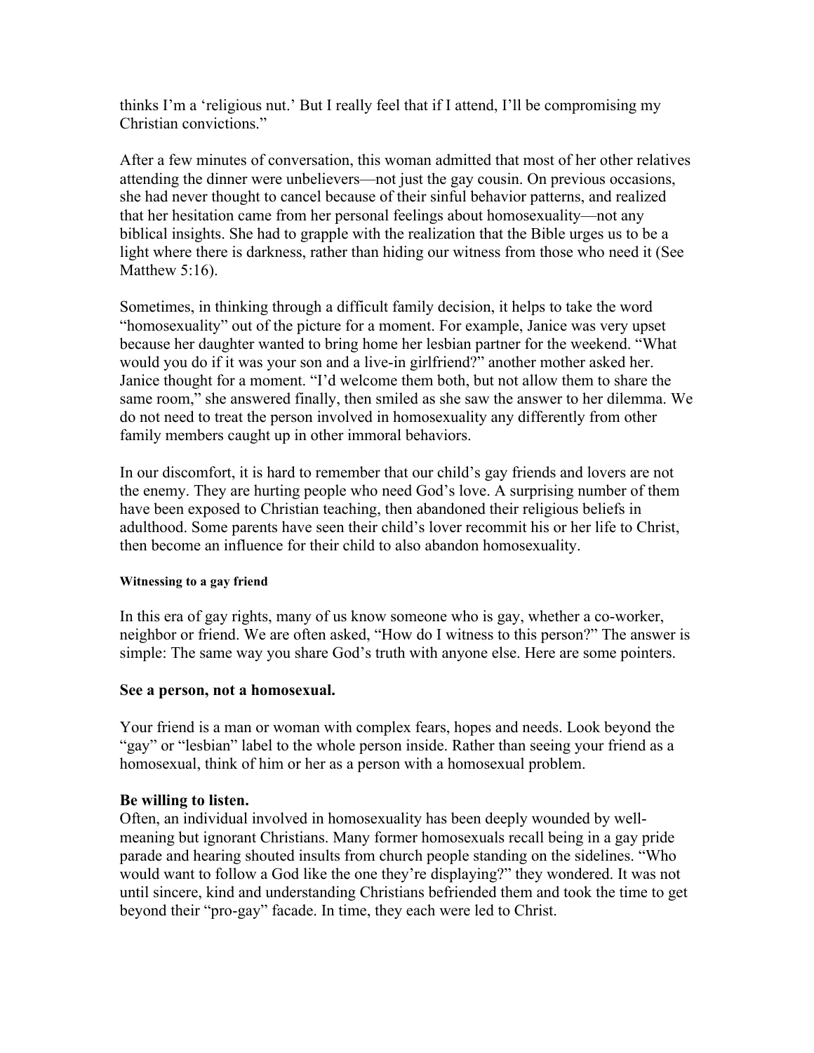thinks I'm a 'religious nut.' But I really feel that if I attend, I'll be compromising my Christian convictions."

After a few minutes of conversation, this woman admitted that most of her other relatives attending the dinner were unbelievers—not just the gay cousin. On previous occasions, she had never thought to cancel because of their sinful behavior patterns, and realized that her hesitation came from her personal feelings about homosexuality—not any biblical insights. She had to grapple with the realization that the Bible urges us to be a light where there is darkness, rather than hiding our witness from those who need it (See Matthew 5:16).

Sometimes, in thinking through a difficult family decision, it helps to take the word "homosexuality" out of the picture for a moment. For example, Janice was very upset because her daughter wanted to bring home her lesbian partner for the weekend. "What would you do if it was your son and a live-in girlfriend?" another mother asked her. Janice thought for a moment. "I'd welcome them both, but not allow them to share the same room," she answered finally, then smiled as she saw the answer to her dilemma. We do not need to treat the person involved in homosexuality any differently from other family members caught up in other immoral behaviors.

In our discomfort, it is hard to remember that our child's gay friends and lovers are not the enemy. They are hurting people who need God's love. A surprising number of them have been exposed to Christian teaching, then abandoned their religious beliefs in adulthood. Some parents have seen their child's lover recommit his or her life to Christ, then become an influence for their child to also abandon homosexuality.

#### Witnessing to a gay friend

In this era of gay rights, many of us know someone who is gay, whether a co-worker, neighbor or friend. We are often asked, "How do I witness to this person?" The answer is simple: The same way you share God's truth with anyone else. Here are some pointers.

### See a person, not a homosexual.

Your friend is a man or woman with complex fears, hopes and needs. Look beyond the "gay" or "lesbian" label to the whole person inside. Rather than seeing your friend as a homosexual, think of him or her as a person with a homosexual problem.

### Be willing to listen.

Often, an individual involved in homosexuality has been deeply wounded by well-meaning but ignorant Christians. Many former homosexuals recall being in a gay pride parade and hearing shouted insults from church people standing on the sidelines. "Who would want to follow a God like the one they're displaying?" they wondered. It was not until sincere, kind and understanding Christians befriended them and took the time to get beyond their "pro-gay" facade. In time, they each were led to Christ.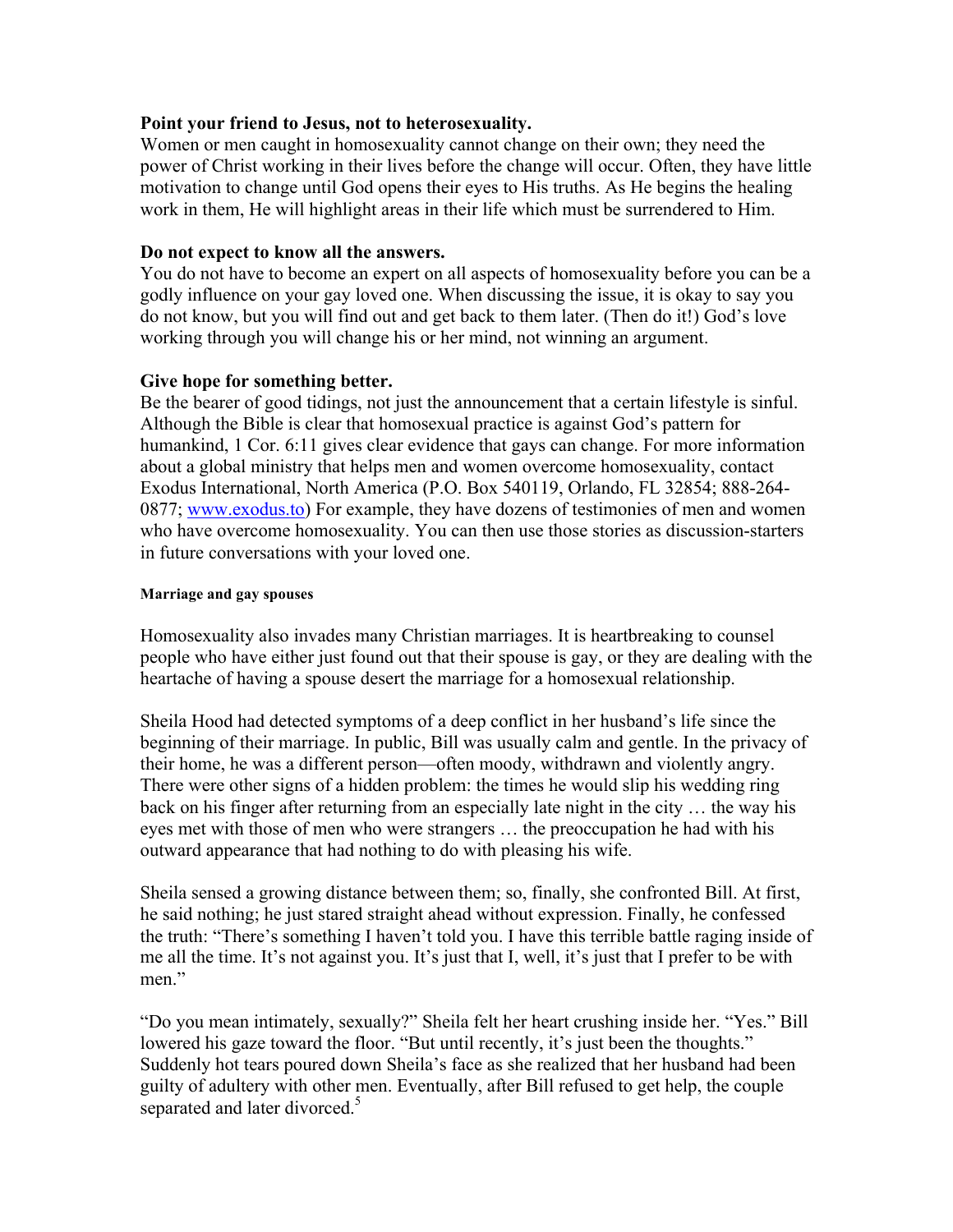**Point your friend to Jesus, not to heterosexuality.**
Women or men caught in homosexuality cannot change on their own; they need the power of Christ working in their lives before the change will occur. Often, they have little motivation to change until God opens their eyes to His truths. As He begins the healing work in them, He will highlight areas in their life which must be surrendered to Him.

**Do not expect to know all the answers.**
You do not have to become an expert on all aspects of homosexuality before you can be a godly influence on your gay loved one. When discussing the issue, it is okay to say you do not know, but you will find out and get back to them later. (Then do it!) God's love working through you will change his or her mind, not winning an argument.

**Give hope for something better.**
Be the bearer of good tidings, not just the announcement that a certain lifestyle is sinful. Although the Bible is clear that homosexual practice is against God's pattern for humankind, 1 Cor. 6:11 gives clear evidence that gays can change. For more information about a global ministry that helps men and women overcome homosexuality, contact Exodus International, North America (P.O. Box 540119, Orlando, FL 32854; 888-264-0877; [www.exodus.to](http://www.exodus.to)) For example, they have dozens of testimonies of men and women who have overcome homosexuality. You can then use those stories as discussion-starters in future conversations with your loved one.

#### Marriage and gay spouses

Homosexuality also invades many Christian marriages. It is heartbreaking to counsel people who have either just found out that their spouse is gay, or they are dealing with the heartache of having a spouse desert the marriage for a homosexual relationship.

Sheila Hood had detected symptoms of a deep conflict in her husband's life since the beginning of their marriage. In public, Bill was usually calm and gentle. In the privacy of their home, he was a different person—often moody, withdrawn and violently angry. There were other signs of a hidden problem: the times he would slip his wedding ring back on his finger after returning from an especially late night in the city … the way his eyes met with those of men who were strangers … the preoccupation he had with his outward appearance that had nothing to do with pleasing his wife.

Sheila sensed a growing distance between them; so, finally, she confronted Bill. At first, he said nothing; he just stared straight ahead without expression. Finally, he confessed the truth: "There's something I haven't told you. I have this terrible battle raging inside of me all the time. It's not against you. It's just that I, well, it's just that I prefer to be with men."

"Do you mean intimately, sexually?" Sheila felt her heart crushing inside her. "Yes." Bill lowered his gaze toward the floor. "But until recently, it's just been the thoughts." Suddenly hot tears poured down Sheila's face as she realized that her husband had been guilty of adultery with other men. Eventually, after Bill refused to get help, the couple separated and later divorced.[5]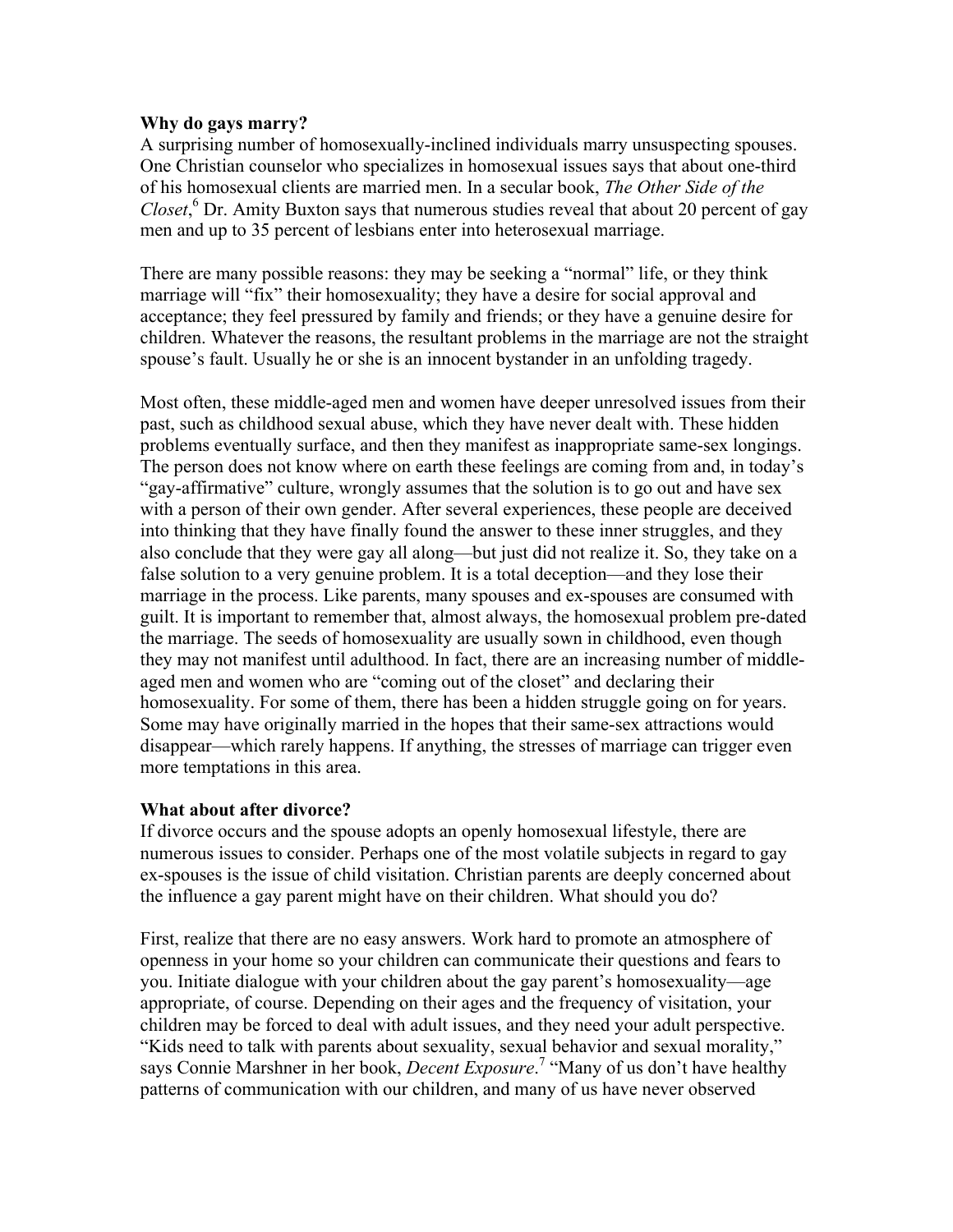**Why do gays marry?**

A surprising number of homosexually-inclined individuals marry unsuspecting spouses. One Christian counselor who specializes in homosexual issues says that about one-third of his homosexual clients are married men. In a secular book, *The Other Side of the Closet*,[6] Dr. Amity Buxton says that numerous studies reveal that about 20 percent of gay men and up to 35 percent of lesbians enter into heterosexual marriage.

There are many possible reasons: they may be seeking a "normal" life, or they think marriage will "fix" their homosexuality; they have a desire for social approval and acceptance; they feel pressured by family and friends; or they have a genuine desire for children. Whatever the reasons, the resultant problems in the marriage are not the straight spouse's fault. Usually he or she is an innocent bystander in an unfolding tragedy.

Most often, these middle-aged men and women have deeper unresolved issues from their past, such as childhood sexual abuse, which they have never dealt with. These hidden problems eventually surface, and then they manifest as inappropriate same-sex longings. The person does not know where on earth these feelings are coming from and, in today's "gay-affirmative" culture, wrongly assumes that the solution is to go out and have sex with a person of their own gender. After several experiences, these people are deceived into thinking that they have finally found the answer to these inner struggles, and they also conclude that they were gay all along—but just did not realize it. So, they take on a false solution to a very genuine problem. It is a total deception—and they lose their marriage in the process. Like parents, many spouses and ex-spouses are consumed with guilt. It is important to remember that, almost always, the homosexual problem pre-dated the marriage. The seeds of homosexuality are usually sown in childhood, even though they may not manifest until adulthood. In fact, there are an increasing number of middle-aged men and women who are "coming out of the closet" and declaring their homosexuality. For some of them, there has been a hidden struggle going on for years. Some may have originally married in the hopes that their same-sex attractions would disappear—which rarely happens. If anything, the stresses of marriage can trigger even more temptations in this area.

**What about after divorce?**

If divorce occurs and the spouse adopts an openly homosexual lifestyle, there are numerous issues to consider. Perhaps one of the most volatile subjects in regard to gay ex-spouses is the issue of child visitation. Christian parents are deeply concerned about the influence a gay parent might have on their children. What should you do?

First, realize that there are no easy answers. Work hard to promote an atmosphere of openness in your home so your children can communicate their questions and fears to you. Initiate dialogue with your children about the gay parent's homosexuality—age appropriate, of course. Depending on their ages and the frequency of visitation, your children may be forced to deal with adult issues, and they need your adult perspective. "Kids need to talk with parents about sexuality, sexual behavior and sexual morality," says Connie Marshner in her book, *Decent Exposure*.[7] "Many of us don't have healthy patterns of communication with our children, and many of us have never observed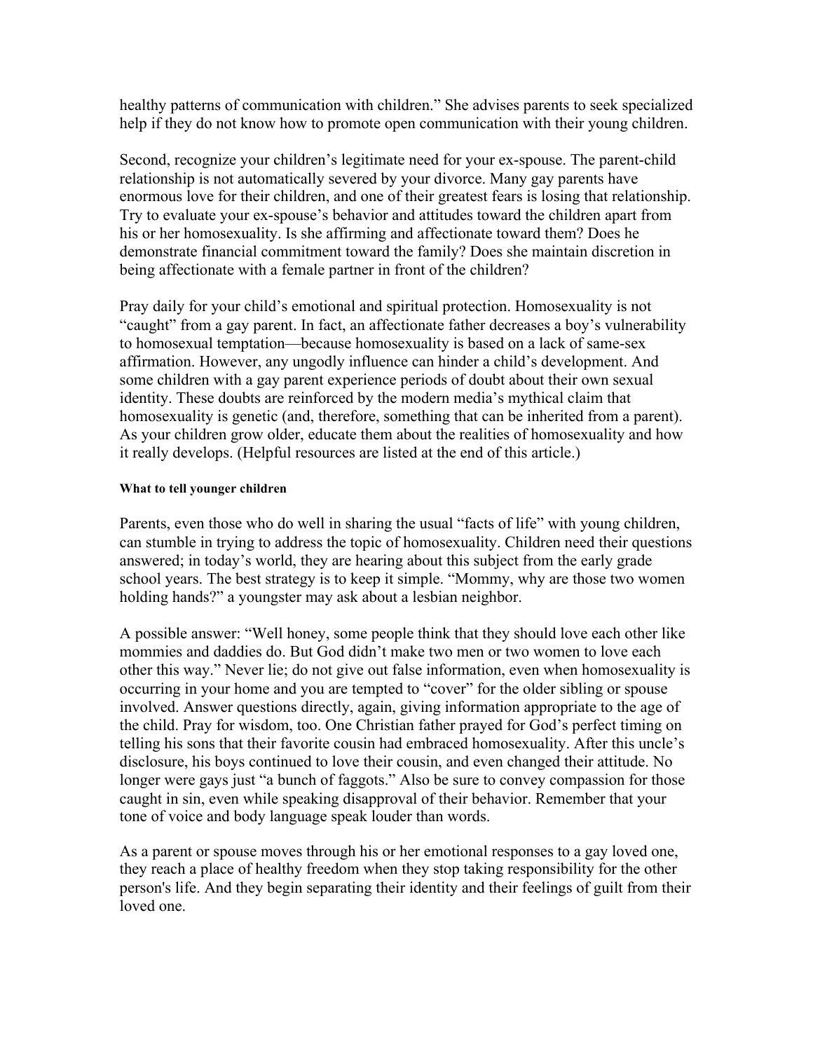healthy patterns of communication with children." She advises parents to seek specialized help if they do not know how to promote open communication with their young children.

Second, recognize your children's legitimate need for your ex-spouse. The parent-child relationship is not automatically severed by your divorce. Many gay parents have enormous love for their children, and one of their greatest fears is losing that relationship. Try to evaluate your ex-spouse's behavior and attitudes toward the children apart from his or her homosexuality. Is she affirming and affectionate toward them? Does he demonstrate financial commitment toward the family? Does she maintain discretion in being affectionate with a female partner in front of the children?

Pray daily for your child's emotional and spiritual protection. Homosexuality is not "caught" from a gay parent. In fact, an affectionate father decreases a boy's vulnerability to homosexual temptation—because homosexuality is based on a lack of same-sex affirmation. However, any ungodly influence can hinder a child's development. And some children with a gay parent experience periods of doubt about their own sexual identity. These doubts are reinforced by the modern media's mythical claim that homosexuality is genetic (and, therefore, something that can be inherited from a parent). As your children grow older, educate them about the realities of homosexuality and how it really develops. (Helpful resources are listed at the end of this article.)

#### What to tell younger children

Parents, even those who do well in sharing the usual "facts of life" with young children, can stumble in trying to address the topic of homosexuality. Children need their questions answered; in today's world, they are hearing about this subject from the early grade school years. The best strategy is to keep it simple. "Mommy, why are those two women holding hands?" a youngster may ask about a lesbian neighbor.

A possible answer: "Well honey, some people think that they should love each other like mommies and daddies do. But God didn't make two men or two women to love each other this way." Never lie; do not give out false information, even when homosexuality is occurring in your home and you are tempted to "cover" for the older sibling or spouse involved. Answer questions directly, again, giving information appropriate to the age of the child. Pray for wisdom, too. One Christian father prayed for God's perfect timing on telling his sons that their favorite cousin had embraced homosexuality. After this uncle's disclosure, his boys continued to love their cousin, and even changed their attitude. No longer were gays just "a bunch of faggots." Also be sure to convey compassion for those caught in sin, even while speaking disapproval of their behavior. Remember that your tone of voice and body language speak louder than words.

As a parent or spouse moves through his or her emotional responses to a gay loved one, they reach a place of healthy freedom when they stop taking responsibility for the other person's life. And they begin separating their identity and their feelings of guilt from their loved one.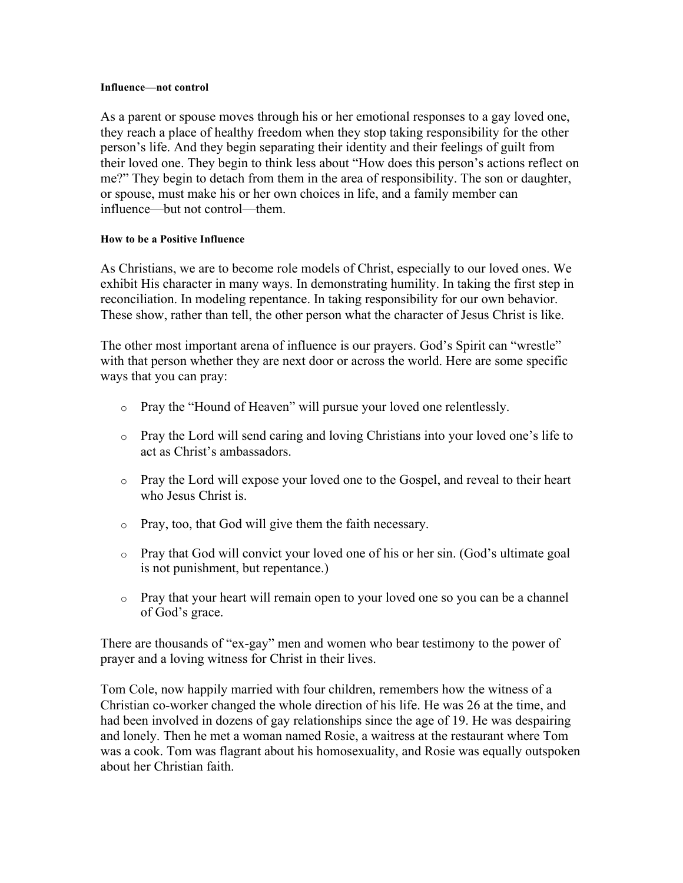#### Influence—not control

As a parent or spouse moves through his or her emotional responses to a gay loved one, they reach a place of healthy freedom when they stop taking responsibility for the other person's life. And they begin separating their identity and their feelings of guilt from their loved one. They begin to think less about "How does this person's actions reflect on me?" They begin to detach from them in the area of responsibility. The son or daughter, or spouse, must make his or her own choices in life, and a family member can influence—but not control—them.

#### How to be a Positive Influence

As Christians, we are to become role models of Christ, especially to our loved ones. We exhibit His character in many ways. In demonstrating humility. In taking the first step in reconciliation. In modeling repentance. In taking responsibility for our own behavior. These show, rather than tell, the other person what the character of Jesus Christ is like.

The other most important arena of influence is our prayers. God's Spirit can "wrestle" with that person whether they are next door or across the world. Here are some specific ways that you can pray:

- Pray the "Hound of Heaven" will pursue your loved one relentlessly.
- Pray the Lord will send caring and loving Christians into your loved one's life to act as Christ's ambassadors.
- Pray the Lord will expose your loved one to the Gospel, and reveal to their heart who Jesus Christ is.
- Pray, too, that God will give them the faith necessary.
- Pray that God will convict your loved one of his or her sin. (God's ultimate goal is not punishment, but repentance.)
- Pray that your heart will remain open to your loved one so you can be a channel of God's grace.

There are thousands of "ex-gay" men and women who bear testimony to the power of prayer and a loving witness for Christ in their lives.

Tom Cole, now happily married with four children, remembers how the witness of a Christian co-worker changed the whole direction of his life. He was 26 at the time, and had been involved in dozens of gay relationships since the age of 19. He was despairing and lonely. Then he met a woman named Rosie, a waitress at the restaurant where Tom was a cook. Tom was flagrant about his homosexuality, and Rosie was equally outspoken about her Christian faith.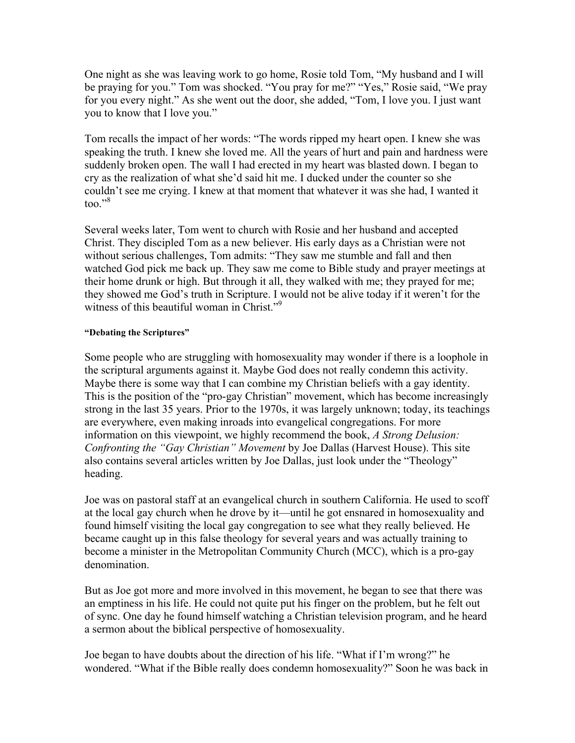One night as she was leaving work to go home, Rosie told Tom, "My husband and I will be praying for you." Tom was shocked. "You pray for me?" "Yes," Rosie said, "We pray for you every night." As she went out the door, she added, "Tom, I love you. I just want you to know that I love you."

Tom recalls the impact of her words: "The words ripped my heart open. I knew she was speaking the truth. I knew she loved me. All the years of hurt and pain and hardness were suddenly broken open. The wall I had erected in my heart was blasted down. I began to cry as the realization of what she'd said hit me. I ducked under the counter so she couldn't see me crying. I knew at that moment that whatever it was she had, I wanted it too."[8]

Several weeks later, Tom went to church with Rosie and her husband and accepted Christ. They discipled Tom as a new believer. His early days as a Christian were not without serious challenges, Tom admits: "They saw me stumble and fall and then watched God pick me back up. They saw me come to Bible study and prayer meetings at their home drunk or high. But through it all, they walked with me; they prayed for me; they showed me God's truth in Scripture. I would not be alive today if it weren't for the witness of this beautiful woman in Christ."[9]

#### "Debating the Scriptures"

Some people who are struggling with homosexuality may wonder if there is a loophole in the scriptural arguments against it. Maybe God does not really condemn this activity. Maybe there is some way that I can combine my Christian beliefs with a gay identity. This is the position of the "pro-gay Christian" movement, which has become increasingly strong in the last 35 years. Prior to the 1970s, it was largely unknown; today, its teachings are everywhere, even making inroads into evangelical congregations. For more information on this viewpoint, we highly recommend the book, *A Strong Delusion: Confronting the "Gay Christian" Movement* by Joe Dallas (Harvest House). This site also contains several articles written by Joe Dallas, just look under the "Theology" heading.

Joe was on pastoral staff at an evangelical church in southern California. He used to scoff at the local gay church when he drove by it—until he got ensnared in homosexuality and found himself visiting the local gay congregation to see what they really believed. He became caught up in this false theology for several years and was actually training to become a minister in the Metropolitan Community Church (MCC), which is a pro-gay denomination.

But as Joe got more and more involved in this movement, he began to see that there was an emptiness in his life. He could not quite put his finger on the problem, but he felt out of sync. One day he found himself watching a Christian television program, and he heard a sermon about the biblical perspective of homosexuality.

Joe began to have doubts about the direction of his life. "What if I'm wrong?" he wondered. "What if the Bible really does condemn homosexuality?" Soon he was back in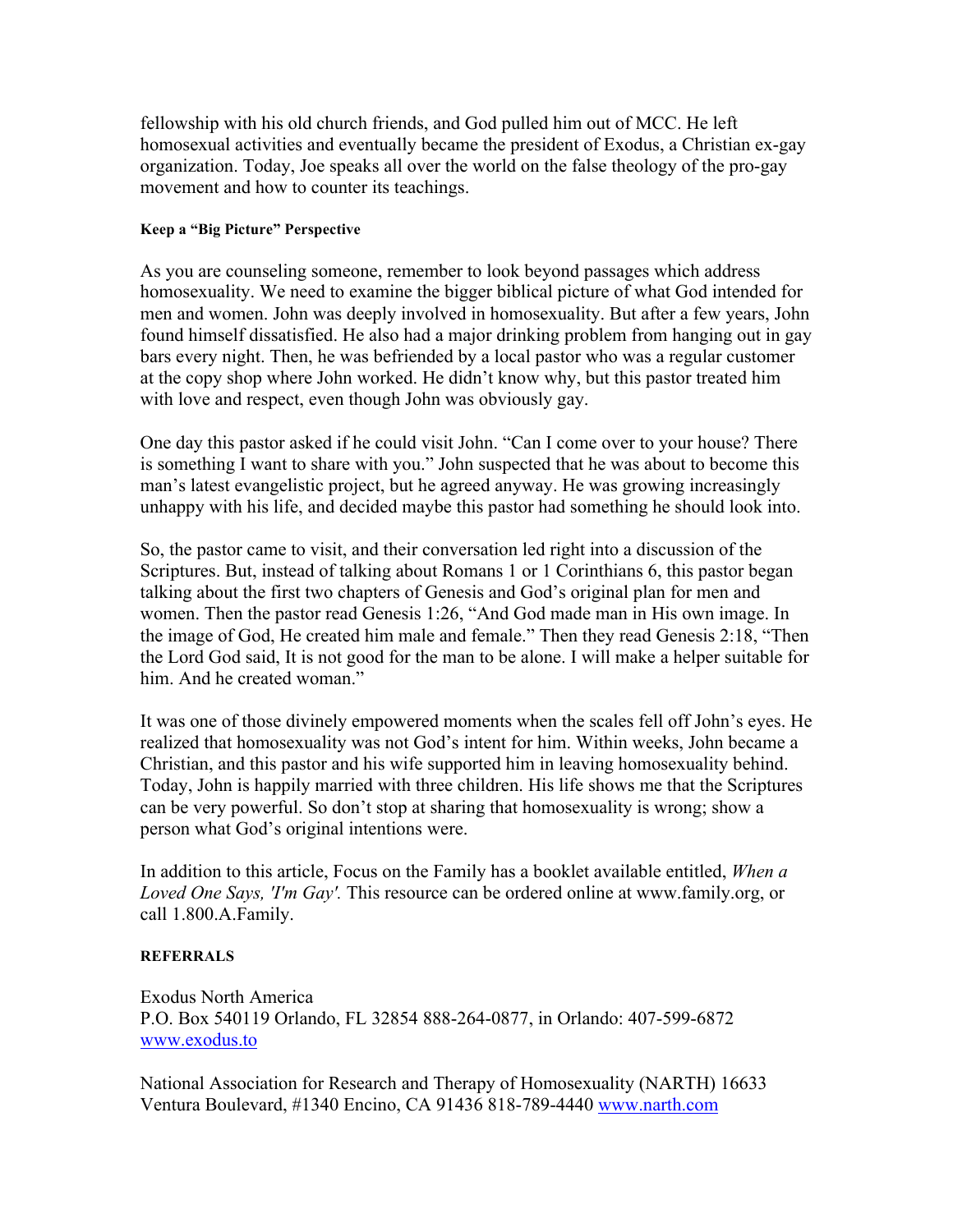fellowship with his old church friends, and God pulled him out of MCC. He left homosexual activities and eventually became the president of Exodus, a Christian ex-gay organization. Today, Joe speaks all over the world on the false theology of the pro-gay movement and how to counter its teachings.

#### Keep a "Big Picture" Perspective

As you are counseling someone, remember to look beyond passages which address homosexuality. We need to examine the bigger biblical picture of what God intended for men and women. John was deeply involved in homosexuality. But after a few years, John found himself dissatisfied. He also had a major drinking problem from hanging out in gay bars every night. Then, he was befriended by a local pastor who was a regular customer at the copy shop where John worked. He didn't know why, but this pastor treated him with love and respect, even though John was obviously gay.

One day this pastor asked if he could visit John. "Can I come over to your house? There is something I want to share with you." John suspected that he was about to become this man's latest evangelistic project, but he agreed anyway. He was growing increasingly unhappy with his life, and decided maybe this pastor had something he should look into.

So, the pastor came to visit, and their conversation led right into a discussion of the Scriptures. But, instead of talking about Romans 1 or 1 Corinthians 6, this pastor began talking about the first two chapters of Genesis and God's original plan for men and women. Then the pastor read Genesis 1:26, "And God made man in His own image. In the image of God, He created him male and female." Then they read Genesis 2:18, "Then the Lord God said, It is not good for the man to be alone. I will make a helper suitable for him. And he created woman."

It was one of those divinely empowered moments when the scales fell off John's eyes. He realized that homosexuality was not God's intent for him. Within weeks, John became a Christian, and this pastor and his wife supported him in leaving homosexuality behind. Today, John is happily married with three children. His life shows me that the Scriptures can be very powerful. So don't stop at sharing that homosexuality is wrong; show a person what God's original intentions were.

In addition to this article, Focus on the Family has a booklet available entitled, *When a Loved One Says, 'I'm Gay'.* This resource can be ordered online at www.family.org, or call 1.800.A.Family.

#### REFERRALS

Exodus North America
P.O. Box 540119 Orlando, FL 32854 888-264-0877, in Orlando: 407-599-6872
www.exodus.to

National Association for Research and Therapy of Homosexuality (NARTH) 16633 Ventura Boulevard, #1340 Encino, CA 91436 818-789-4440 www.narth.com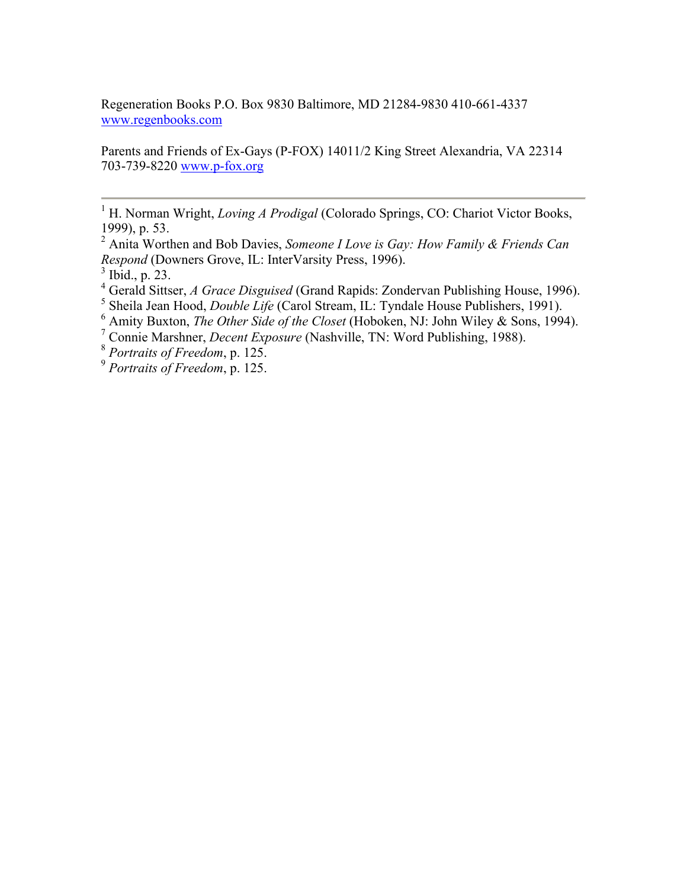Regeneration Books P.O. Box 9830 Baltimore, MD 21284-9830 410-661-4337 www.regenbooks.com

Parents and Friends of Ex-Gays (P-FOX) 14011/2 King Street Alexandria, VA 22314 703-739-8220 www.p-fox.org

---

[1] H. Norman Wright, *Loving A Prodigal* (Colorado Springs, CO: Chariot Victor Books, 1999), p. 53.

[2] Anita Worthen and Bob Davies, *Someone I Love is Gay: How Family & Friends Can Respond* (Downers Grove, IL: InterVarsity Press, 1996).

[3] Ibid., p. 23.

[4] Gerald Sittser, *A Grace Disguised* (Grand Rapids: Zondervan Publishing House, 1996).

[5] Sheila Jean Hood, *Double Life* (Carol Stream, IL: Tyndale House Publishers, 1991).

[6] Amity Buxton, *The Other Side of the Closet* (Hoboken, NJ: John Wiley & Sons, 1994).

[7] Connie Marshner, *Decent Exposure* (Nashville, TN: Word Publishing, 1988).

[8] *Portraits of Freedom*, p. 125.

[9] *Portraits of Freedom*, p. 125.